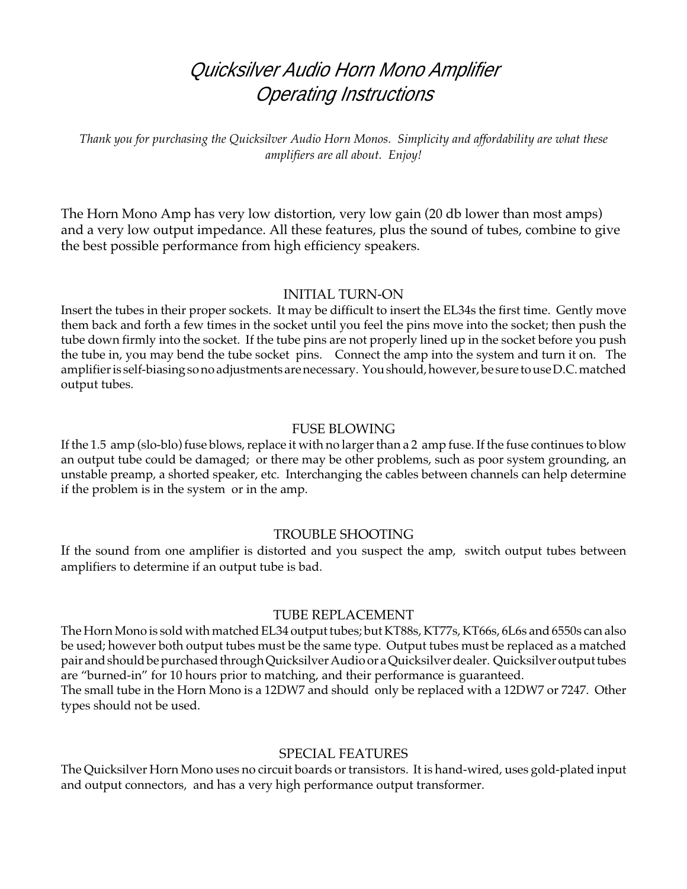# *Quicksilver Audio Horn Mono Amplifier*
# *Operating Instructions*

*Thank you for purchasing the Quicksilver Audio Horn Monos. Simplicity and affordability are what these amplifiers are all about. Enjoy!*

The Horn Mono Amp has very low distortion, very low gain (20 db lower than most amps) and a very low output impedance. All these features, plus the sound of tubes, combine to give the best possible performance from high efficiency speakers.

## INITIAL TURN-ON

Insert the tubes in their proper sockets. It may be difficult to insert the EL34s the first time. Gently move them back and forth a few times in the socket until you feel the pins move into the socket; then push the tube down firmly into the socket. If the tube pins are not properly lined up in the socket before you push the tube in, you may bend the tube socket pins. Connect the amp into the system and turn it on. The amplifier is self-biasing so no adjustments are necessary. You should, however, be sure to use D.C. matched output tubes.

## FUSE BLOWING

If the 1.5 amp (slo-blo) fuse blows, replace it with no larger than a 2 amp fuse. If the fuse continues to blow an output tube could be damaged; or there may be other problems, such as poor system grounding, an unstable preamp, a shorted speaker, etc. Interchanging the cables between channels can help determine if the problem is in the system or in the amp.

## TROUBLE SHOOTING

If the sound from one amplifier is distorted and you suspect the amp, switch output tubes between amplifiers to determine if an output tube is bad.

## TUBE REPLACEMENT

The Horn Mono is sold with matched EL34 output tubes; but KT88s, KT77s, KT66s, 6L6s and 6550s can also be used; however both output tubes must be the same type. Output tubes must be replaced as a matched pair and should be purchased through Quicksilver Audio or a Quicksilver dealer. Quicksilver output tubes are "burned-in" for 10 hours prior to matching, and their performance is guaranteed.
The small tube in the Horn Mono is a 12DW7 and should only be replaced with a 12DW7 or 7247. Other types should not be used.

## SPECIAL FEATURES

The Quicksilver Horn Mono uses no circuit boards or transistors. It is hand-wired, uses gold-plated input and output connectors, and has a very high performance output transformer.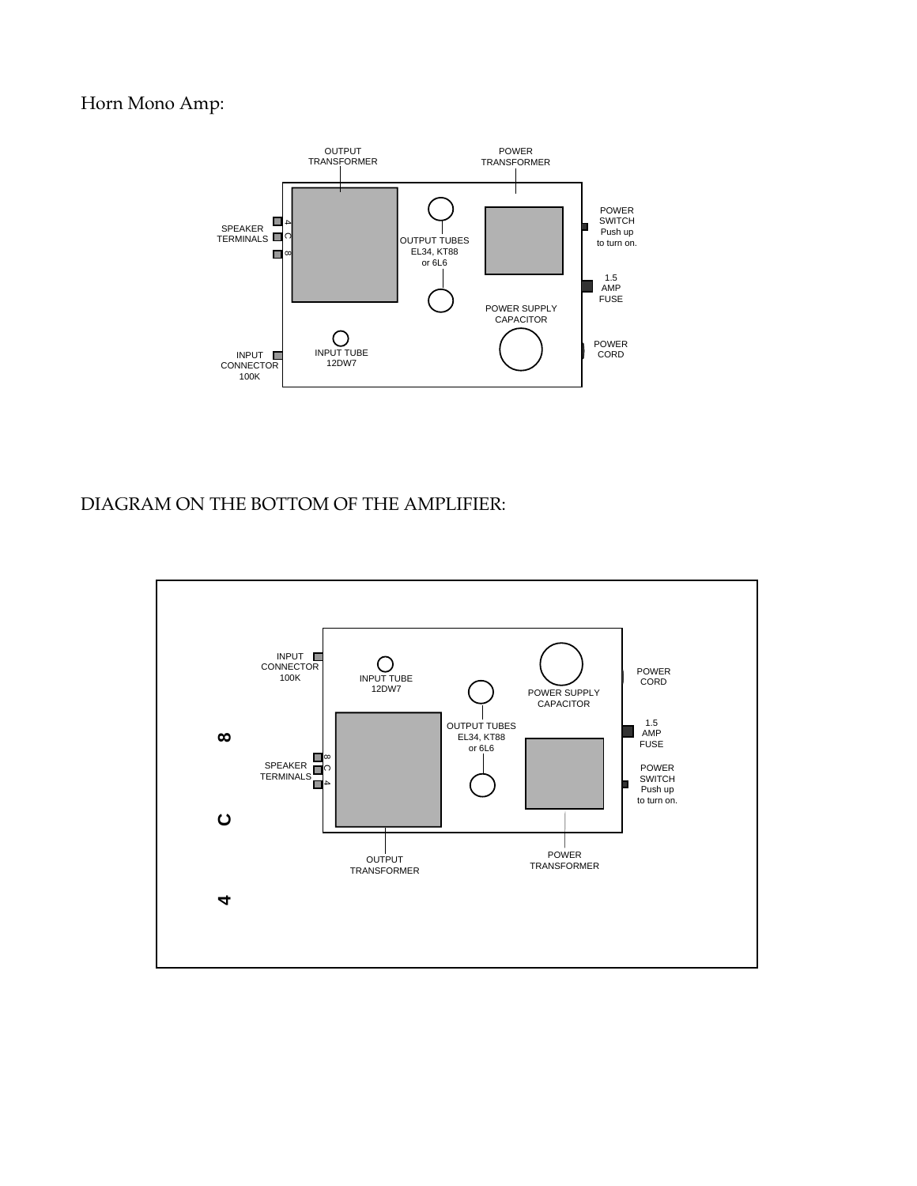Horn Mono Amp:

OUTPUT TRANSFORMER

POWER TRANSFORMER

POWER SWITCH Push up to turn on.

SPEAKER TERMINALS 4 C 8

OUTPUT TUBES EL34, KT88 or 6L6

1.5 AMP FUSE

POWER SUPPLY CAPACITOR

POWER CORD

INPUT CONNECTOR 100K

INPUT TUBE 12DW7

DIAGRAM ON THE BOTTOM OF THE AMPLIFIER:

INPUT CONNECTOR 100K

INPUT TUBE 12DW7

POWER CORD

POWER SUPPLY CAPACITOR

OUTPUT TUBES EL34, KT88 or 6L6

1.5 AMP FUSE

8

SPEAKER TERMINALS 8 C 4

POWER SWITCH Push up to turn on.

C

OUTPUT TRANSFORMER

POWER TRANSFORMER

4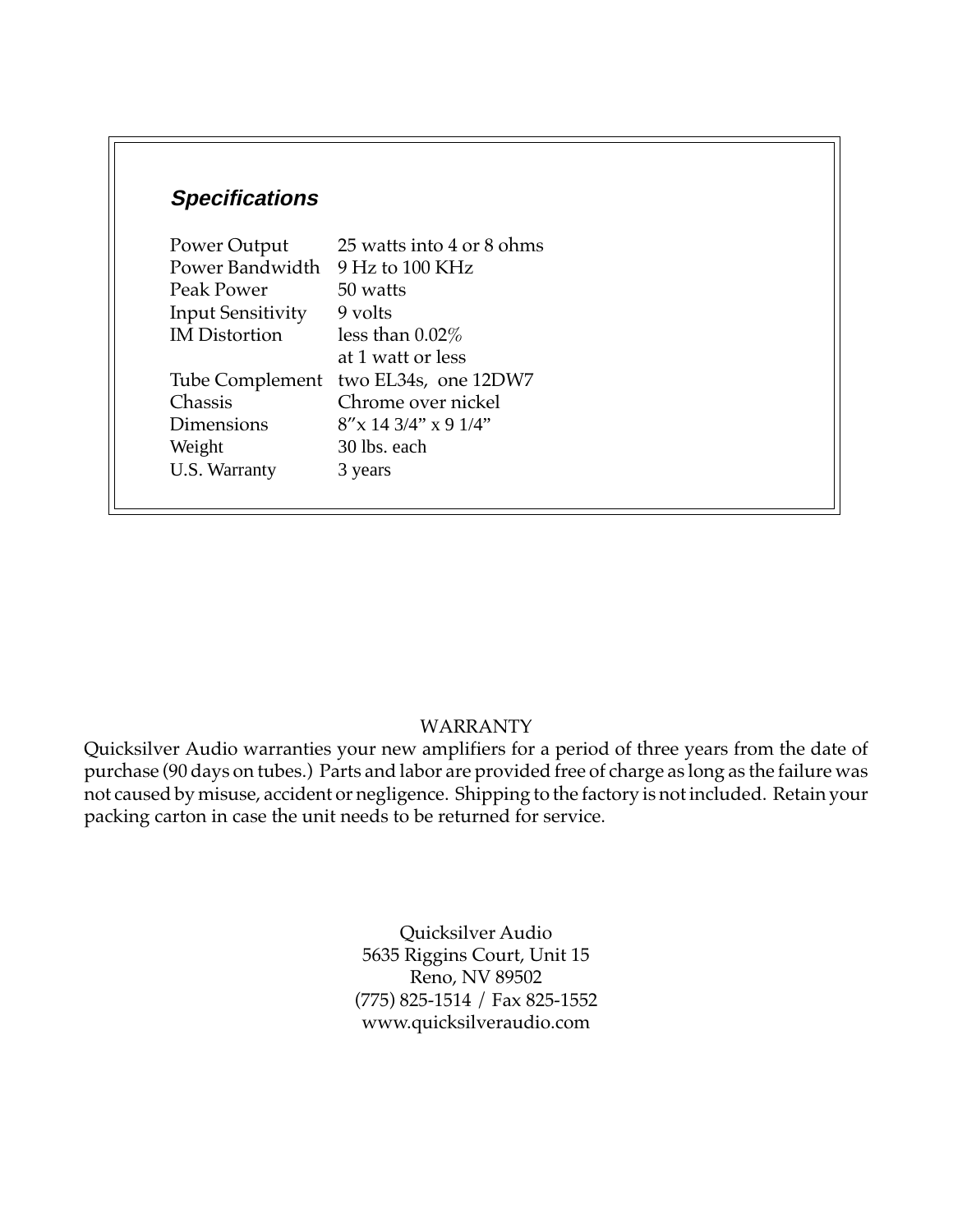## *Specifications*

| | |
|---|---|
| Power Output | 25 watts into 4 or 8 ohms |
| Power Bandwidth | 9 Hz to 100 KHz |
| Peak Power | 50 watts |
| Input Sensitivity | 9 volts |
| IM Distortion | less than 0.02% at 1 watt or less |
| Tube Complement | two EL34s, one 12DW7 |
| Chassis | Chrome over nickel |
| Dimensions | 8"x 14 3/4" x 9 1/4" |
| Weight | 30 lbs. each |
| U.S. Warranty | 3 years |

WARRANTY

Quicksilver Audio warranties your new amplifiers for a period of three years from the date of purchase (90 days on tubes.) Parts and labor are provided free of charge as long as the failure was not caused by misuse, accident or negligence. Shipping to the factory is not included. Retain your packing carton in case the unit needs to be returned for service.

Quicksilver Audio
5635 Riggins Court, Unit 15
Reno, NV 89502
(775) 825-1514 / Fax 825-1552
www.quicksilveraudio.com